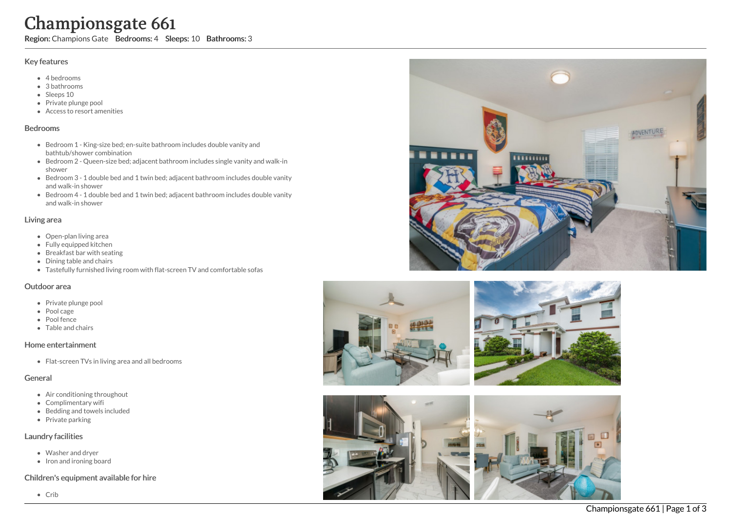# Championsgate 661

**Region:** Champions Gate **Bedrooms:** 4 **Sleeps:** 10 **Bathrooms:** 3

## Key features

- 4 bedrooms
- 3 bathrooms
- Sleeps 10
- Private plunge pool
- Access to resort amenities

## Bedrooms

- Bedroom 1 - King-size bed; en-suite bathroom includes double vanity and bathtub/shower combination
- Bedroom 2 - Queen-size bed; adjacent bathroom includes single vanity and walk-in shower
- Bedroom 3 - 1 double bed and 1 twin bed; adjacent bathroom includes double vanity and walk-in shower
- Bedroom 4 - 1 double bed and 1 twin bed; adjacent bathroom includes double vanity and walk-in shower

## Living area

- Open-plan living area
- Fully equipped kitchen
- Breakfast bar with seating
- Dining table and chairs
- Tastefully furnished living room with flat-screen TV and comfortable sofas

## Outdoor area

- Private plunge pool
- Pool cage
- Pool fence
- Table and chairs

## Home entertainment

- Flat-screen TVs in living area and all bedrooms

## General

- Air conditioning throughout
- Complimentary wifi
- Bedding and towels included
- Private parking

## Laundry facilities

- Washer and dryer
- Iron and ironing board

## Children's equipment available for hire

- Crib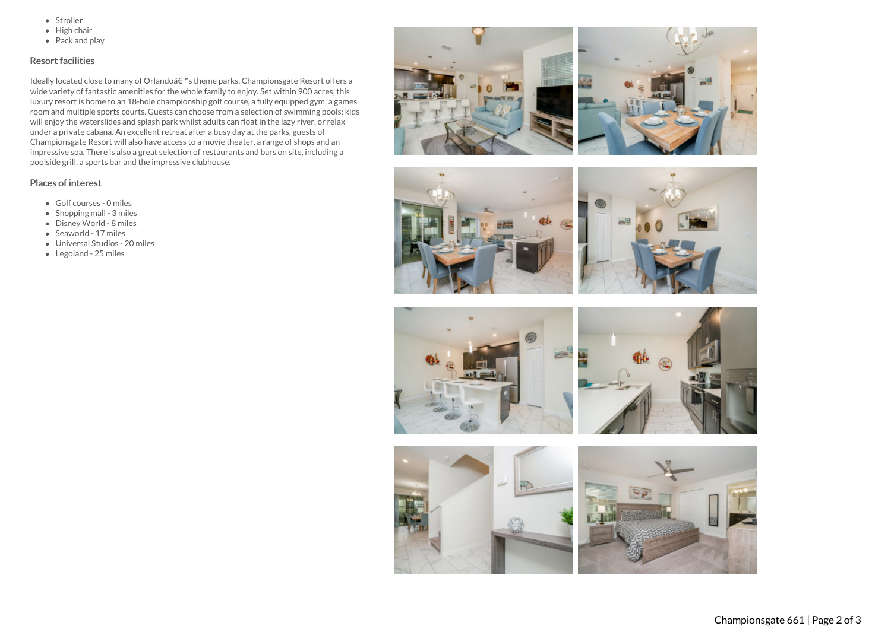- Stroller
- High chair
- Pack and play

## Resort facilities

Ideally located close to many of Orlandoâ€™s theme parks, Championsgate Resort offers a wide variety of fantastic amenities for the whole family to enjoy. Set within 900 acres, this luxury resort is home to an 18-hole championship golf course, a fully equipped gym, a games room and multiple sports courts. Guests can choose from a selection of swimming pools; kids will enjoy the waterslides and splash park whilst adults can float in the lazy river, or relax under a private cabana. An excellent retreat after a busy day at the parks, guests of Championsgate Resort will also have access to a movie theater, a range of shops and an impressive spa. There is also a great selection of restaurants and bars on site, including a poolside grill, a sports bar and the impressive clubhouse.

## Places of interest

- Golf courses - 0 miles
- Shopping mall - 3 miles
- Disney World - 8 miles
- Seaworld - 17 miles
- Universal Studios - 20 miles
- Legoland - 25 miles